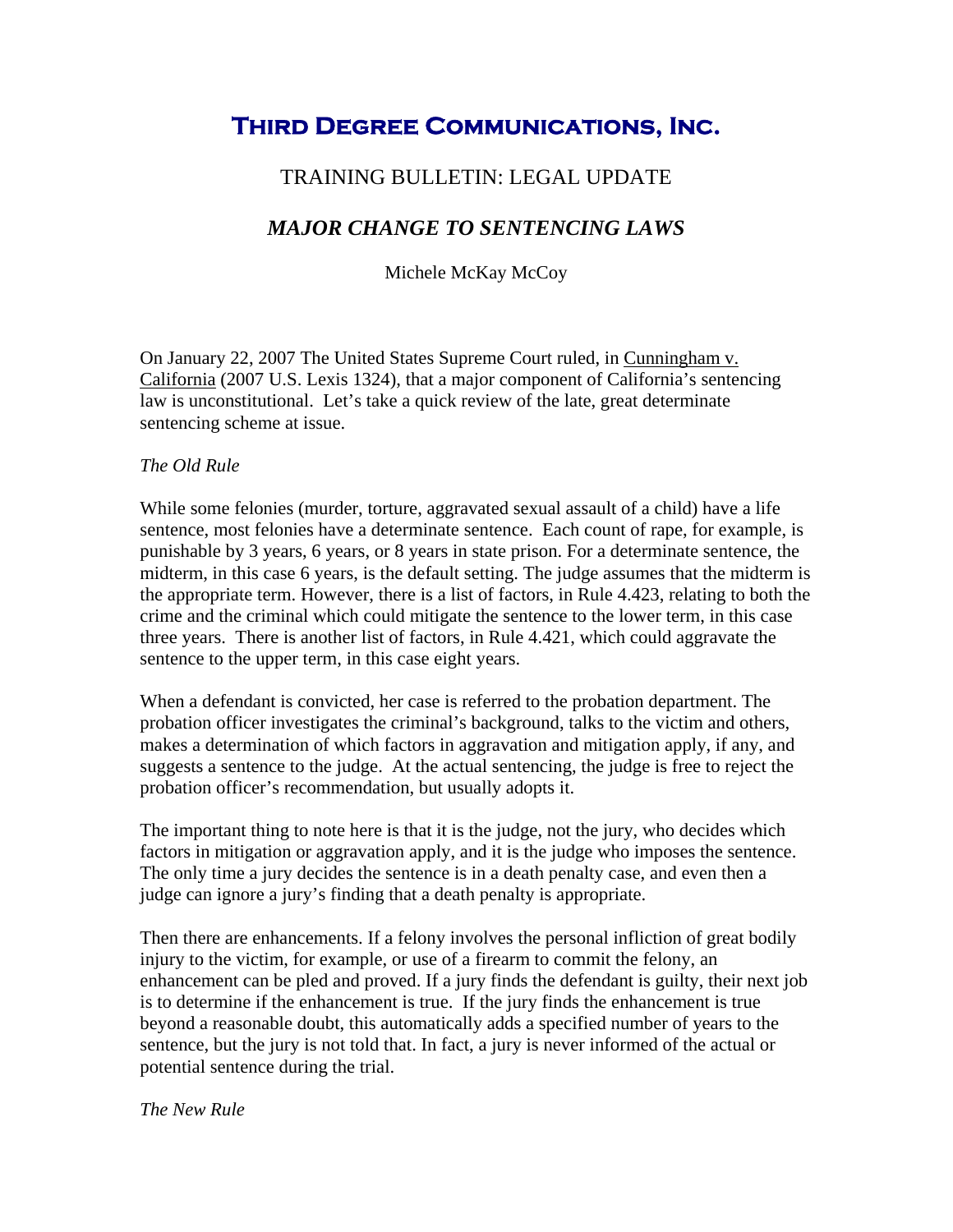# Third Degree Communications, Inc.

## TRAINING BULLETIN: LEGAL UPDATE

## *MAJOR CHANGE TO SENTENCING LAWS*

Michele McKay McCoy

On January 22, 2007 The United States Supreme Court ruled, in Cunningham v. California (2007 U.S. Lexis 1324), that a major component of California's sentencing law is unconstitutional. Let's take a quick review of the late, great determinate sentencing scheme at issue.

*The Old Rule*

While some felonies (murder, torture, aggravated sexual assault of a child) have a life sentence, most felonies have a determinate sentence. Each count of rape, for example, is punishable by 3 years, 6 years, or 8 years in state prison. For a determinate sentence, the midterm, in this case 6 years, is the default setting. The judge assumes that the midterm is the appropriate term. However, there is a list of factors, in Rule 4.423, relating to both the crime and the criminal which could mitigate the sentence to the lower term, in this case three years. There is another list of factors, in Rule 4.421, which could aggravate the sentence to the upper term, in this case eight years.

When a defendant is convicted, her case is referred to the probation department. The probation officer investigates the criminal's background, talks to the victim and others, makes a determination of which factors in aggravation and mitigation apply, if any, and suggests a sentence to the judge. At the actual sentencing, the judge is free to reject the probation officer's recommendation, but usually adopts it.

The important thing to note here is that it is the judge, not the jury, who decides which factors in mitigation or aggravation apply, and it is the judge who imposes the sentence. The only time a jury decides the sentence is in a death penalty case, and even then a judge can ignore a jury's finding that a death penalty is appropriate.

Then there are enhancements. If a felony involves the personal infliction of great bodily injury to the victim, for example, or use of a firearm to commit the felony, an enhancement can be pled and proved. If a jury finds the defendant is guilty, their next job is to determine if the enhancement is true. If the jury finds the enhancement is true beyond a reasonable doubt, this automatically adds a specified number of years to the sentence, but the jury is not told that. In fact, a jury is never informed of the actual or potential sentence during the trial.

*The New Rule*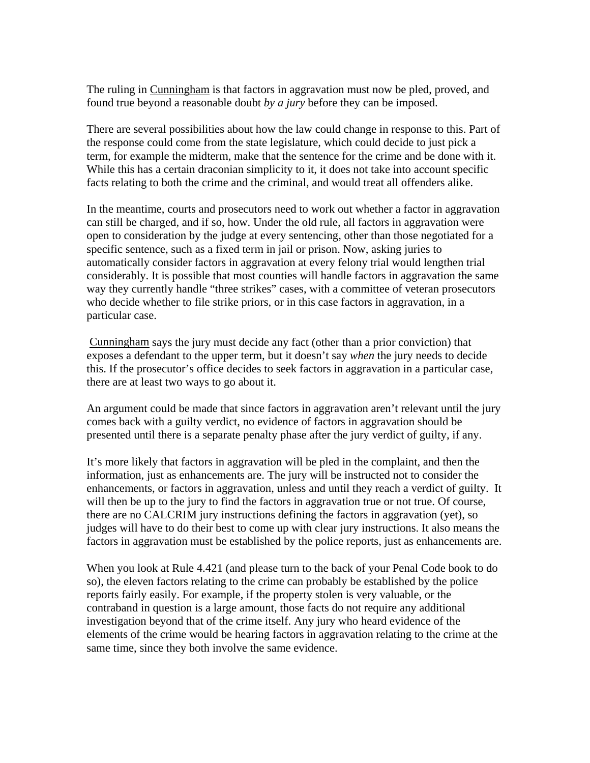The ruling in Cunningham is that factors in aggravation must now be pled, proved, and found true beyond a reasonable doubt *by a jury* before they can be imposed.

There are several possibilities about how the law could change in response to this. Part of the response could come from the state legislature, which could decide to just pick a term, for example the midterm, make that the sentence for the crime and be done with it. While this has a certain draconian simplicity to it, it does not take into account specific facts relating to both the crime and the criminal, and would treat all offenders alike.

In the meantime, courts and prosecutors need to work out whether a factor in aggravation can still be charged, and if so, how. Under the old rule, all factors in aggravation were open to consideration by the judge at every sentencing, other than those negotiated for a specific sentence, such as a fixed term in jail or prison. Now, asking juries to automatically consider factors in aggravation at every felony trial would lengthen trial considerably. It is possible that most counties will handle factors in aggravation the same way they currently handle "three strikes" cases, with a committee of veteran prosecutors who decide whether to file strike priors, or in this case factors in aggravation, in a particular case.

Cunningham says the jury must decide any fact (other than a prior conviction) that exposes a defendant to the upper term, but it doesn't say *when* the jury needs to decide this. If the prosecutor's office decides to seek factors in aggravation in a particular case, there are at least two ways to go about it.

An argument could be made that since factors in aggravation aren't relevant until the jury comes back with a guilty verdict, no evidence of factors in aggravation should be presented until there is a separate penalty phase after the jury verdict of guilty, if any.

It's more likely that factors in aggravation will be pled in the complaint, and then the information, just as enhancements are. The jury will be instructed not to consider the enhancements, or factors in aggravation, unless and until they reach a verdict of guilty. It will then be up to the jury to find the factors in aggravation true or not true. Of course, there are no CALCRIM jury instructions defining the factors in aggravation (yet), so judges will have to do their best to come up with clear jury instructions. It also means the factors in aggravation must be established by the police reports, just as enhancements are.

When you look at Rule 4.421 (and please turn to the back of your Penal Code book to do so), the eleven factors relating to the crime can probably be established by the police reports fairly easily. For example, if the property stolen is very valuable, or the contraband in question is a large amount, those facts do not require any additional investigation beyond that of the crime itself. Any jury who heard evidence of the elements of the crime would be hearing factors in aggravation relating to the crime at the same time, since they both involve the same evidence.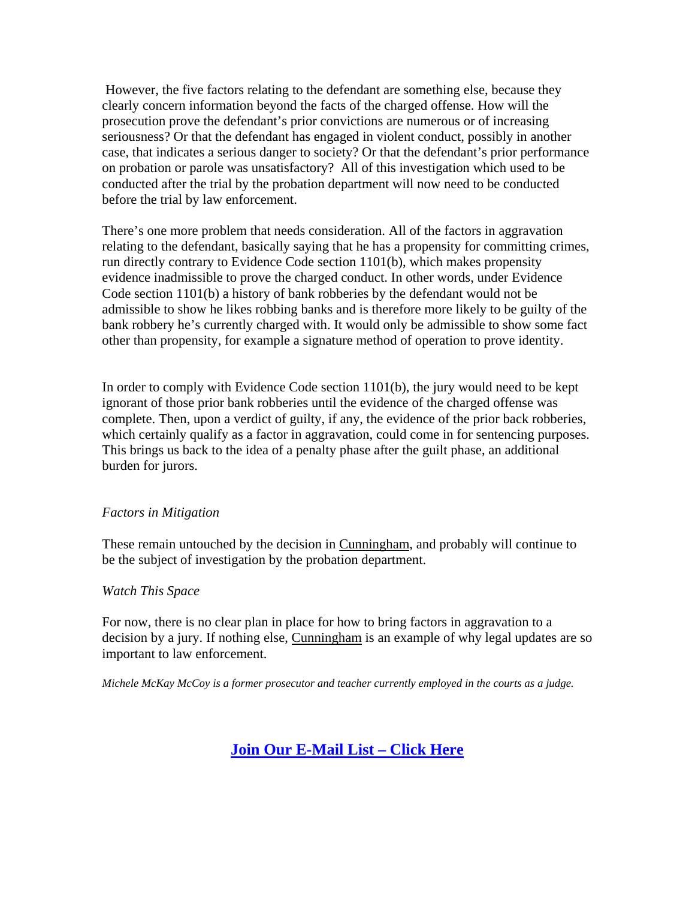However, the five factors relating to the defendant are something else, because they clearly concern information beyond the facts of the charged offense. How will the prosecution prove the defendant's prior convictions are numerous or of increasing seriousness? Or that the defendant has engaged in violent conduct, possibly in another case, that indicates a serious danger to society? Or that the defendant's prior performance on probation or parole was unsatisfactory? All of this investigation which used to be conducted after the trial by the probation department will now need to be conducted before the trial by law enforcement.

There's one more problem that needs consideration. All of the factors in aggravation relating to the defendant, basically saying that he has a propensity for committing crimes, run directly contrary to Evidence Code section 1101(b), which makes propensity evidence inadmissible to prove the charged conduct. In other words, under Evidence Code section 1101(b) a history of bank robberies by the defendant would not be admissible to show he likes robbing banks and is therefore more likely to be guilty of the bank robbery he's currently charged with. It would only be admissible to show some fact other than propensity, for example a signature method of operation to prove identity.

In order to comply with Evidence Code section 1101(b), the jury would need to be kept ignorant of those prior bank robberies until the evidence of the charged offense was complete. Then, upon a verdict of guilty, if any, the evidence of the prior back robberies, which certainly qualify as a factor in aggravation, could come in for sentencing purposes. This brings us back to the idea of a penalty phase after the guilt phase, an additional burden for jurors.

*Factors in Mitigation*

These remain untouched by the decision in Cunningham, and probably will continue to be the subject of investigation by the probation department.

*Watch This Space*

For now, there is no clear plan in place for how to bring factors in aggravation to a decision by a jury. If nothing else, Cunningham is an example of why legal updates are so important to law enforcement.

*Michele McKay McCoy is a former prosecutor and teacher currently employed in the courts as a judge.*

**Join Our E-Mail List – Click Here**